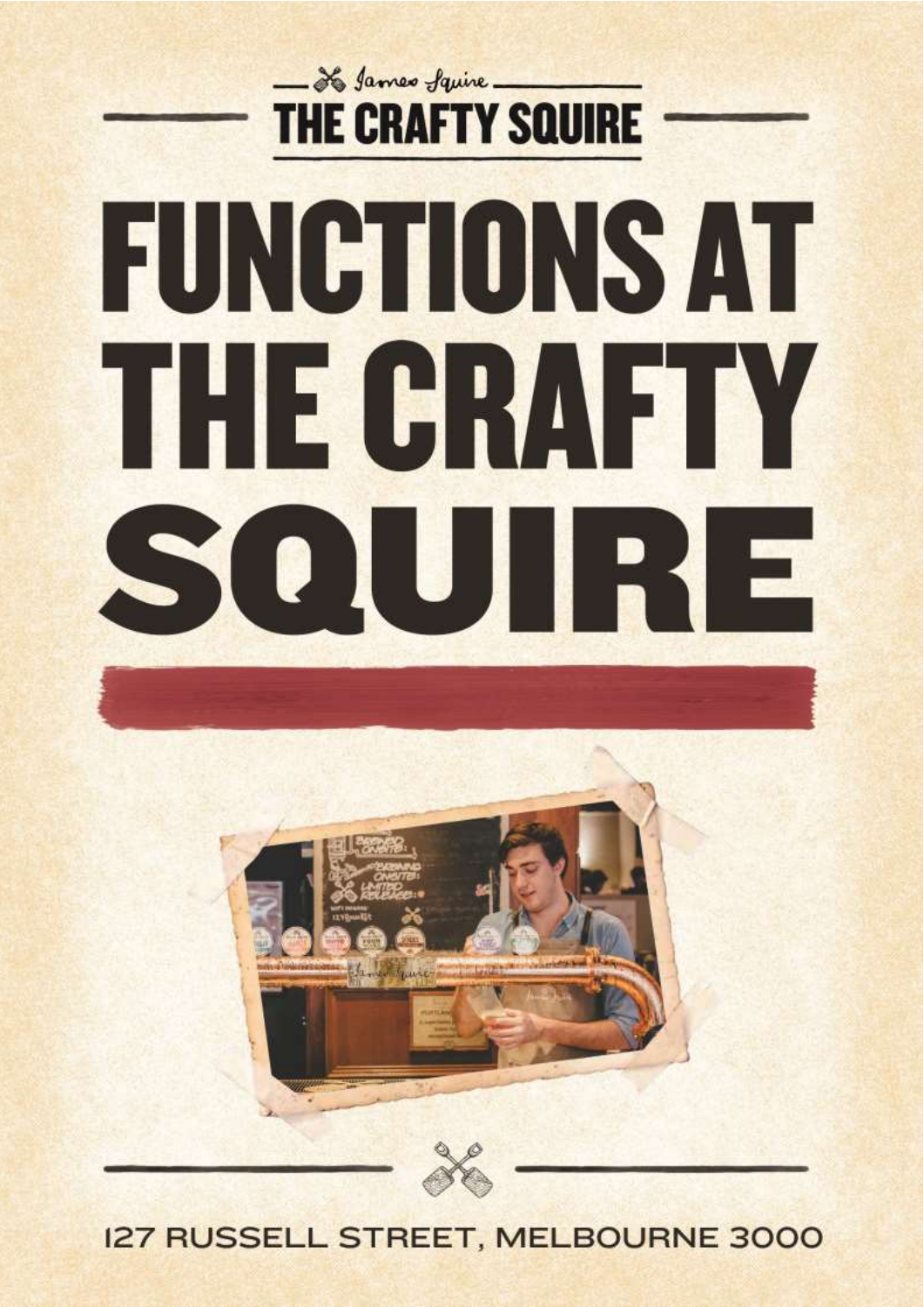James Squire

THE CRAFTY SQUIRE

# FUNCTIONS AT THE CRAFTY SQUIRE

127 RUSSELL STREET, MELBOURNE 3000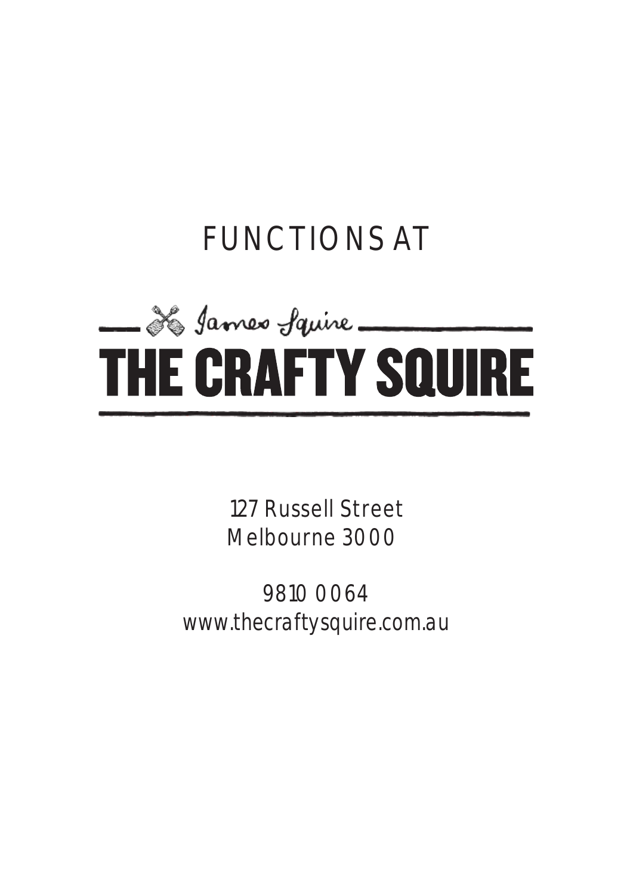FUNCTIONS AT

James Squire

# THE CRAFTY SQUIRE

127 Russell Street
Melbourne 3000

9810 0064
www.thecraftysquire.com.au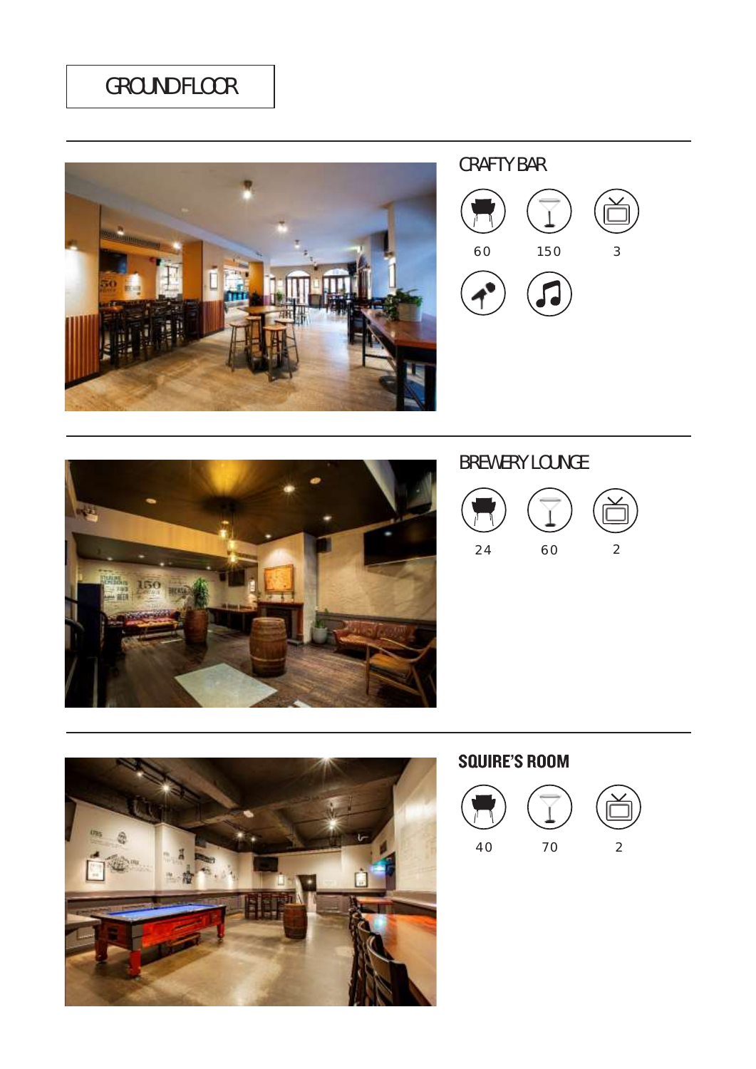# GROUND FLOOR

## CRAFTY BAR

60 150 3

## BREWERY LOUNGE

24 60 2

## SQUIRE'S ROOM

40 70 2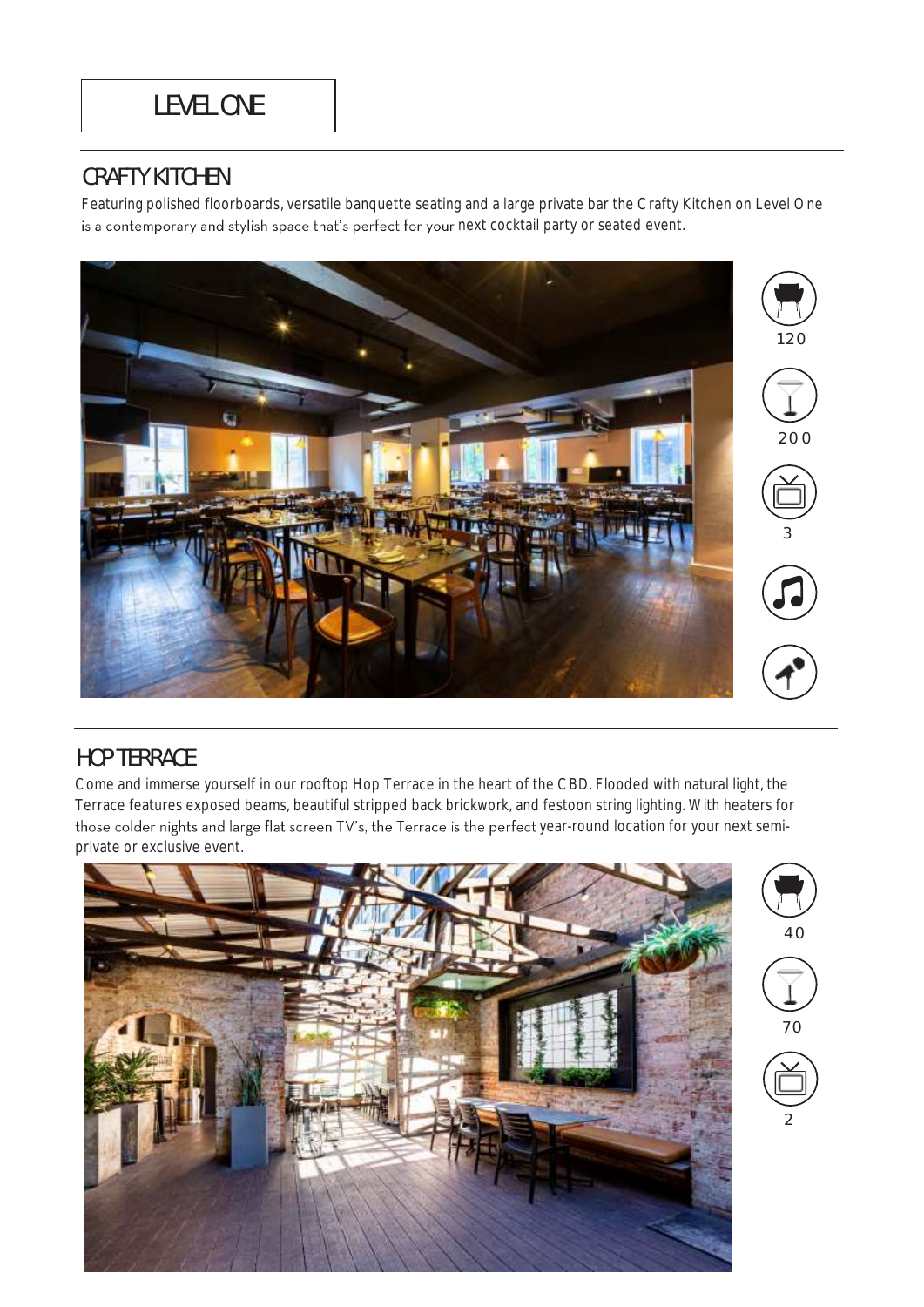# LEVEL ONE

## CRAFTY KITCHEN

Featuring polished floorboards, versatile banquette seating and a large private bar the Crafty Kitchen on Level One is a contemporary and stylish space that's perfect for your next cocktail party or seated event.

120

200

3

## HOP TERRACE

Come and immerse yourself in our rooftop Hop Terrace in the heart of the CBD. Flooded with natural light, the Terrace features exposed beams, beautiful stripped back brickwork, and festoon string lighting. With heaters for those colder nights and large flat screen TV's, the Terrace is the perfect year-round location for your next semi-private or exclusive event.

40

70

2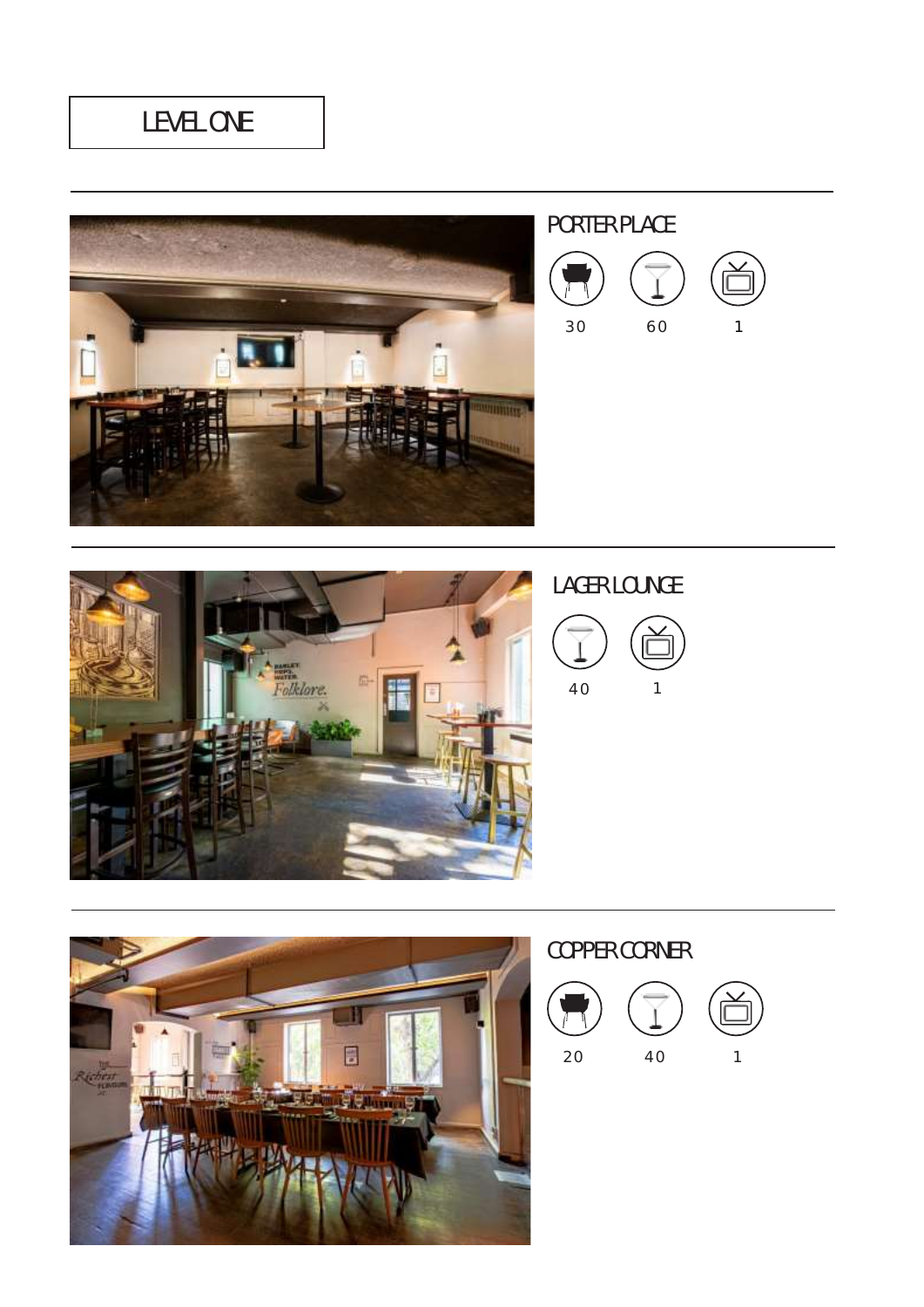# LEVEL ONE

## PORTER PLACE

30 | 60 | 1

## LAGER LOUNGE

40 | 1

## COPPER CORNER

20 | 40 | 1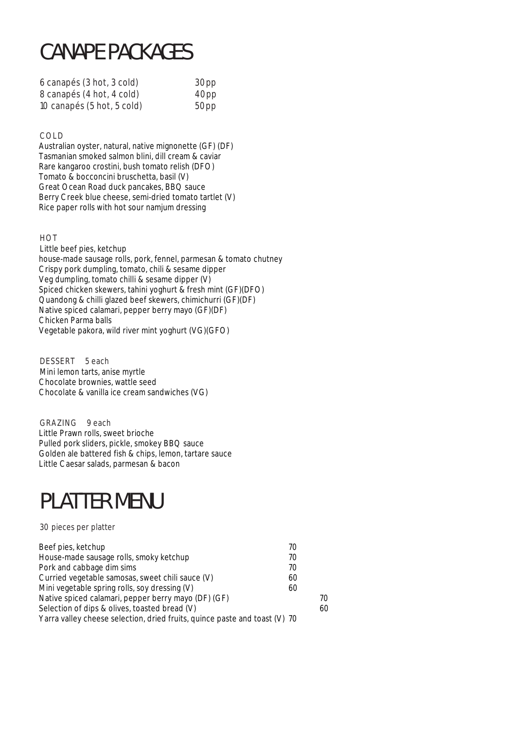# CANAPE PACKAGES

| | |
|---|---|
| 6 canapés (3 hot, 3 cold) | 30pp |
| 8 canapés (4 hot, 4 cold) | 40pp |
| 10 canapés (5 hot, 5 cold) | 50pp |

COLD

Australian oyster, natural, native mignonette (GF) (DF)
Tasmanian smoked salmon blini, dill cream & caviar
Rare kangaroo crostini, bush tomato relish (DFO)
Tomato & bocconcini bruschetta, basil (V)
Great Ocean Road duck pancakes, BBQ sauce
Berry Creek blue cheese, semi-dried tomato tartlet (V)
Rice paper rolls with hot sour namjum dressing

HOT

Little beef pies, ketchup
house-made sausage rolls, pork, fennel, parmesan & tomato chutney
Crispy pork dumpling, tomato, chili & sesame dipper
Veg dumpling, tomato chilli & sesame dipper (V)
Spiced chicken skewers, tahini yoghurt & fresh mint (GF)(DFO)
Quandong & chilli glazed beef skewers, chimichurri (GF)(DF)
Native spiced calamari, pepper berry mayo (GF)(DF)
Chicken Parma balls
Vegetable pakora, wild river mint yoghurt (VG)(GFO)

DESSERT 5 each

Mini lemon tarts, anise myrtle
Chocolate brownies, wattle seed
Chocolate & vanilla ice cream sandwiches (VG)

GRAZING 9 each

Little Prawn rolls, sweet brioche
Pulled pork sliders, pickle, smokey BBQ sauce
Golden ale battered fish & chips, lemon, tartare sauce
Little Caesar salads, parmesan & bacon

# PLATTER MENU

30 pieces per platter

| | |
|---|---|
| Beef pies, ketchup | 70 |
| House-made sausage rolls, smoky ketchup | 70 |
| Pork and cabbage dim sims | 70 |
| Curried vegetable samosas, sweet chili sauce (V) | 60 |
| Mini vegetable spring rolls, soy dressing (V) | 60 |
| Native spiced calamari, pepper berry mayo (DF) (GF) | 70 |
| Selection of dips & olives, toasted bread (V) | 60 |
| Yarra valley cheese selection, dried fruits, quince paste and toast (V) | 70 |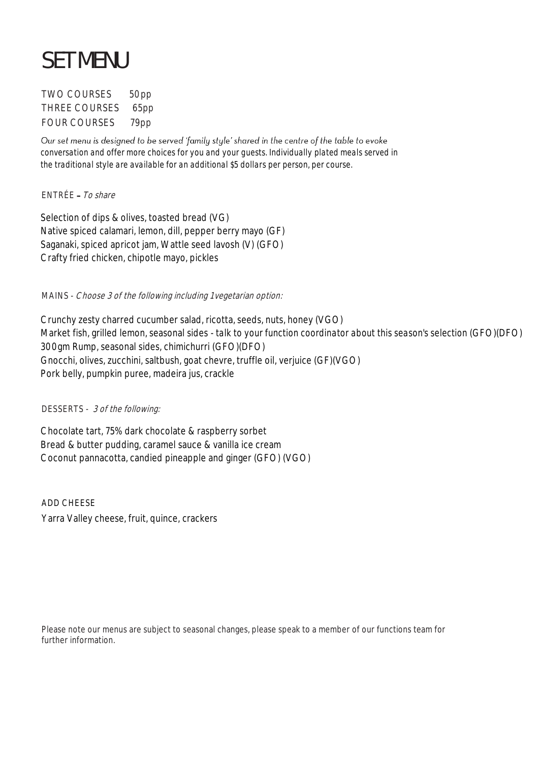# SET MENU

TWO COURSES 50pp
THREE COURSES 65pp
FOUR COURSES 79pp

*Our set menu is designed to be served 'family style' shared in the centre of the table to evoke conversation and offer more choices for you and your guests. Individually plated meals served in the traditional style are available for an additional $5 dollars per person, per course.*

ENTRÉE – *To share*

Selection of dips & olives, toasted bread (VG)
Native spiced calamari, lemon, dill, pepper berry mayo (GF)
Saganaki, spiced apricot jam, Wattle seed lavosh (V) (GFO)
Crafty fried chicken, chipotle mayo, pickles

MAINS - *Choose 3 of the following including 1vegetarian option:*

Crunchy zesty charred cucumber salad, ricotta, seeds, nuts, honey (VGO)
Market fish, grilled lemon, seasonal sides - talk to your function coordinator about this season's selection (GFO)(DFO)
300gm Rump, seasonal sides, chimichurri (GFO)(DFO)
Gnocchi, olives, zucchini, saltbush, goat chevre, truffle oil, verjuice (GF)(VGO)
Pork belly, pumpkin puree, madeira jus, crackle

DESSERTS - *3 of the following:*

Chocolate tart, 75% dark chocolate & raspberry sorbet
Bread & butter pudding, caramel sauce & vanilla ice cream
Coconut pannacotta, candied pineapple and ginger (GFO) (VGO)

ADD CHEESE

Yarra Valley cheese, fruit, quince, crackers

Please note our menus are subject to seasonal changes, please speak to a member of our functions team for further information.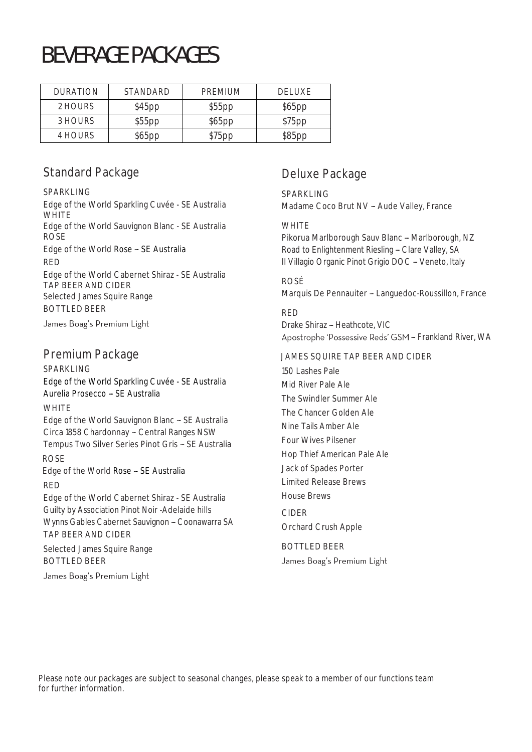# BEVERAGE PACKAGES

| DURATION | STANDARD | PREMIUM | DELUXE |
| --- | --- | --- | --- |
| 2 HOURS | $45pp | $55pp | $65pp |
| 3 HOURS | $55pp | $65pp | $75pp |
| 4 HOURS | $65pp | $75pp | $85pp |

## Standard Package

SPARKLING
Edge of the World Sparkling Cuvée - SE Australia
WHITE
Edge of the World Sauvignon Blanc - SE Australia
ROSE
Edge of the World Rose – SE Australia
RED
Edge of the World Cabernet Shiraz - SE Australia
TAP BEER AND CIDER
Selected James Squire Range
BOTTLED BEER
James Boag's Premium Light

## Premium Package

SPARKLING
Edge of the World Sparkling Cuvée - SE Australia
Aurelia Prosecco – SE Australia

WHITE
Edge of the World Sauvignon Blanc – SE Australia
Circa 1858 Chardonnay – Central Ranges NSW
Tempus Two Silver Series Pinot Gris – SE Australia

ROSE
Edge of the World Rose – SE Australia

RED
Edge of the World Cabernet Shiraz - SE Australia
Guilty by Association Pinot Noir -Adelaide hills
Wynns Gables Cabernet Sauvignon – Coonawarra SA
TAP BEER AND CIDER
Selected James Squire Range
BOTTLED BEER
James Boag's Premium Light

## Deluxe Package

SPARKLING
Madame Coco Brut NV – Aude Valley, France

WHITE
Pikorua Marlborough Sauv Blanc – Marlborough, NZ
Road to Enlightenment Riesling – Clare Valley, SA
Il Villagio Organic Pinot Grigio DOC – Veneto, Italy

ROSÉ
Marquis De Pennauiter – Languedoc-Roussillon, France

RED
Drake Shiraz – Heathcote, VIC
Apostrophe 'Possessive Reds' GSM – Frankland River, WA

JAMES SQUIRE TAP BEER AND CIDER
150 Lashes Pale
Mid River Pale Ale
The Swindler Summer Ale
The Chancer Golden Ale
Nine Tails Amber Ale
Four Wives Pilsener
Hop Thief American Pale Ale
Jack of Spades Porter
Limited Release Brews
House Brews

CIDER
Orchard Crush Apple

BOTTLED BEER
James Boag's Premium Light

Please note our packages are subject to seasonal changes, please speak to a member of our functions team for further information.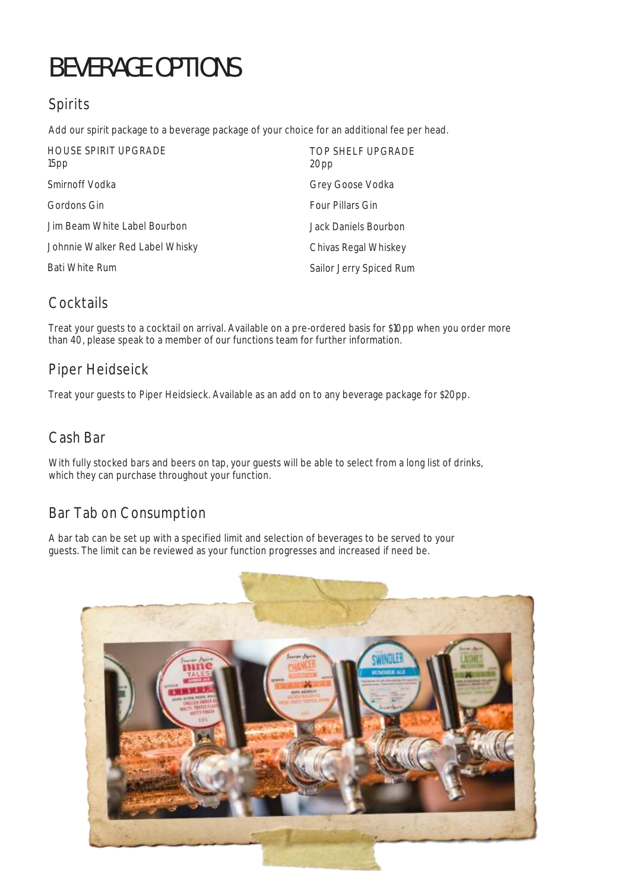# BEVERAGE OPTIONS

## Spirits

Add our spirit package to a beverage package of your choice for an additional fee per head.

HOUSE SPIRIT UPGRADE
15pp

Smirnoff Vodka

Gordons Gin

Jim Beam White Label Bourbon

Johnnie Walker Red Label Whisky

Bati White Rum

TOP SHELF UPGRADE
20pp

Grey Goose Vodka

Four Pillars Gin

Jack Daniels Bourbon

Chivas Regal Whiskey

Sailor Jerry Spiced Rum

## Cocktails

Treat your guests to a cocktail on arrival. Available on a pre-ordered basis for $10pp when you order more than 40, please speak to a member of our functions team for further information.

## Piper Heidseick

Treat your guests to Piper Heidsieck. Available as an add on to any beverage package for $20pp.

## Cash Bar

With fully stocked bars and beers on tap, your guests will be able to select from a long list of drinks, which they can purchase throughout your function.

## Bar Tab on Consumption

A bar tab can be set up with a specified limit and selection of beverages to be served to your guests. The limit can be reviewed as your function progresses and increased if need be.